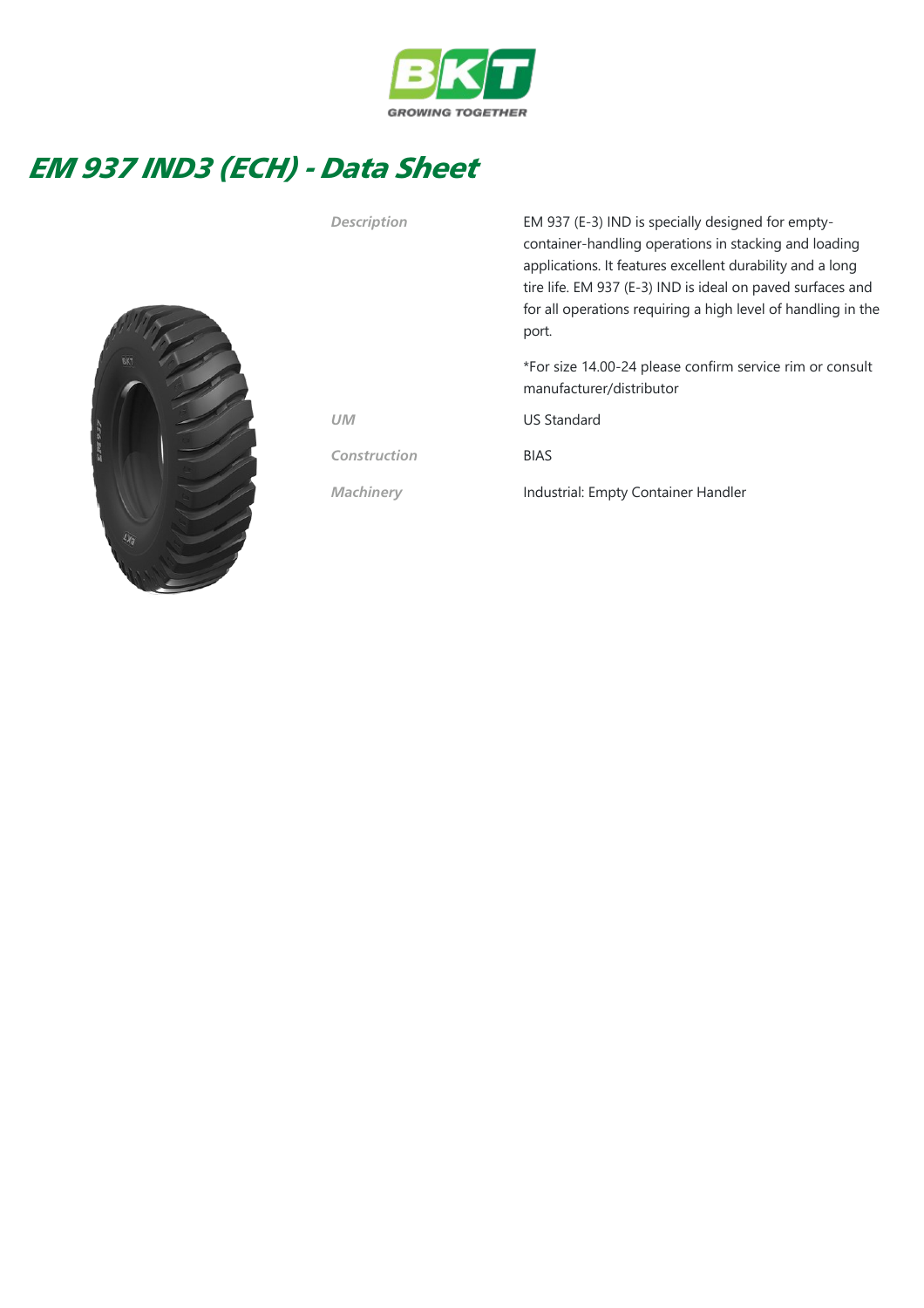BKT
GROWING TOGETHER

# EM 937 IND3 (ECH) - Data Sheet

| | |
|---|---|
| *Description* | EM 937 (E-3) IND is specially designed for empty-container-handling operations in stacking and loading applications. It features excellent durability and a long tire life. EM 937 (E-3) IND is ideal on paved surfaces and for all operations requiring a high level of handling in the port.<br><br>*For size 14.00-24 please confirm service rim or consult manufacturer/distributor |
| *UM* | US Standard |
| *Construction* | BIAS |
| *Machinery* | Industrial: Empty Container Handler |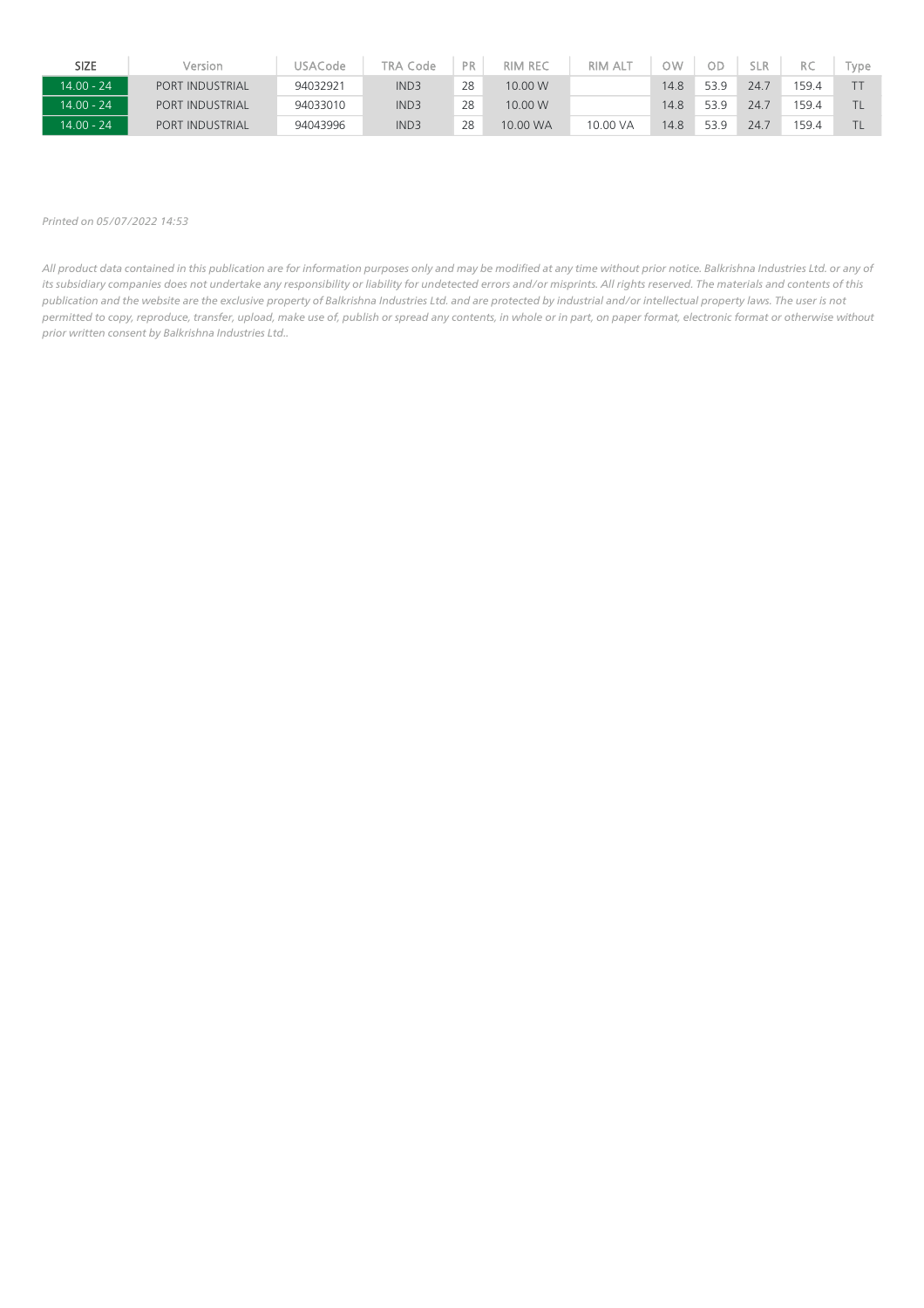| SIZE | Version | USACode | TRA Code | PR | RIM REC | RIM ALT | OW | OD | SLR | RC | Type |
|---|---|---|---|---|---|---|---|---|---|---|---|
| 14.00 - 24 | PORT INDUSTRIAL | 94032921 | IND3 | 28 | 10.00 W | | 14.8 | 53.9 | 24.7 | 159.4 | TT |
| 14.00 - 24 | PORT INDUSTRIAL | 94033010 | IND3 | 28 | 10.00 W | | 14.8 | 53.9 | 24.7 | 159.4 | TL |
| 14.00 - 24 | PORT INDUSTRIAL | 94043996 | IND3 | 28 | 10.00 WA | 10.00 VA | 14.8 | 53.9 | 24.7 | 159.4 | TL |

*Printed on 05/07/2022 14:53*

*All product data contained in this publication are for information purposes only and may be modified at any time without prior notice. Balkrishna Industries Ltd. or any of its subsidiary companies does not undertake any responsibility or liability for undetected errors and/or misprints. All rights reserved. The materials and contents of this publication and the website are the exclusive property of Balkrishna Industries Ltd. and are protected by industrial and/or intellectual property laws. The user is not permitted to copy, reproduce, transfer, upload, make use of, publish or spread any contents, in whole or in part, on paper format, electronic format or otherwise without prior written consent by Balkrishna Industries Ltd..*